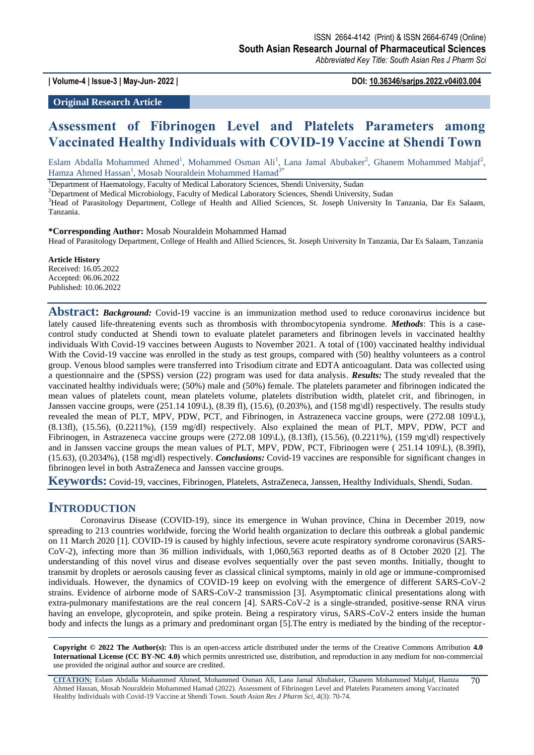ISSN 2664-4142 (Print) & ISSN 2664-6749 (Online)
**South Asian Research Journal of Pharmaceutical Sciences**
*Abbreviated Key Title: South Asian Res J Pharm Sci*

**| Volume-4 | Issue-3 | May-Jun- 2022 |** **DOI: 10.36346/sarjps.2022.v04i03.004**

**Original Research Article**

# Assessment of Fibrinogen Level and Platelets Parameters among Vaccinated Healthy Individuals with COVID-19 Vaccine at Shendi Town

Eslam Abdalla Mohammed Ahmed[1], Mohammed Osman Ali[1], Lana Jamal Abubaker[2], Ghanem Mohammed Mahjaf[2], Hamza Ahmed Hassan[1], Mosab Nouraldein Mohammed Hamad[3*]

[1]Department of Haematology, Faculty of Medical Laboratory Sciences, Shendi University, Sudan
[2]Department of Medical Microbiology, Faculty of Medical Laboratory Sciences, Shendi University, Sudan
[3]Head of Parasitology Department, College of Health and Allied Sciences, St. Joseph University In Tanzania, Dar Es Salaam, Tanzania.

**\*Corresponding Author:** Mosab Nouraldein Mohammed Hamad
Head of Parasitology Department, College of Health and Allied Sciences, St. Joseph University In Tanzania, Dar Es Salaam, Tanzania

**Article History**
Received: 16.05.2022
Accepted: 06.06.2022
Published: 10.06.2022

**Abstract:** ***Background:*** Covid-19 vaccine is an immunization method used to reduce coronavirus incidence but lately caused life-threatening events such as thrombosis with thrombocytopenia syndrome. ***Methods***: This is a case-control study conducted at Shendi town to evaluate platelet parameters and fibrinogen levels in vaccinated healthy individuals With Covid-19 vaccines between Augusts to November 2021. A total of (100) vaccinated healthy individual With the Covid-19 vaccine was enrolled in the study as test groups, compared with (50) healthy volunteers as a control group. Venous blood samples were transferred into Trisodium citrate and EDTA anticoagulant. Data was collected using a questionnaire and the (SPSS) version (22) program was used for data analysis. ***Results:*** The study revealed that the vaccinated healthy individuals were; (50%) male and (50%) female. The platelets parameter and fibrinogen indicated the mean values of platelets count, mean platelets volume, platelets distribution width, platelet crit, and fibrinogen, in Janssen vaccine groups, were (251.14 109\L), (8.39 fl), (15.6), (0.203%), and (158 mg\dl) respectively. The results study revealed the mean of PLT, MPV, PDW, PCT, and Fibrinogen, in Astrazeneca vaccine groups, were (272.08 109\L), (8.13fl), (15.56), (0.2211%), (159 mg/dl) respectively. Also explained the mean of PLT, MPV, PDW, PCT and Fibrinogen, in Astrazeneca vaccine groups were (272.08 109\L), (8.13fl), (15.56), (0.2211%), (159 mg\dl) respectively and in Janssen vaccine groups the mean values of PLT, MPV, PDW, PCT, Fibrinogen were ( 251.14 109\L), (8.39fl), (15.63), (0.2034%), (158 mg\dl) respectively. ***Conclusions:*** Covid-19 vaccines are responsible for significant changes in fibrinogen level in both AstraZeneca and Janssen vaccine groups.

**Keywords:** Covid-19, vaccines, Fibrinogen, Platelets, AstraZeneca, Janssen, Healthy Individuals, Shendi, Sudan.

## INTRODUCTION

Coronavirus Disease (COVID-19), since its emergence in Wuhan province, China in December 2019, now spreading to 213 countries worldwide, forcing the World health organization to declare this outbreak a global pandemic on 11 March 2020 [1]. COVID-19 is caused by highly infectious, severe acute respiratory syndrome coronavirus (SARS-CoV-2), infecting more than 36 million individuals, with 1,060,563 reported deaths as of 8 October 2020 [2]. The understanding of this novel virus and disease evolves sequentially over the past seven months. Initially, thought to transmit by droplets or aerosols causing fever as classical clinical symptoms, mainly in old age or immune-compromised individuals. However, the dynamics of COVID-19 keep on evolving with the emergence of different SARS-CoV-2 strains. Evidence of airborne mode of SARS-CoV-2 transmission [3]. Asymptomatic clinical presentations along with extra-pulmonary manifestations are the real concern [4]. SARS-CoV-2 is a single-stranded, positive-sense RNA virus having an envelope, glycoprotein, and spike protein. Being a respiratory virus, SARS-CoV-2 enters inside the human body and infects the lungs as a primary and predominant organ [5].The entry is mediated by the binding of the receptor-

**Copyright © 2022 The Author(s):** This is an open-access article distributed under the terms of the Creative Commons Attribution **4.0 International License (CC BY-NC 4.0)** which permits unrestricted use, distribution, and reproduction in any medium for non-commercial use provided the original author and source are credited.

**CITATION:** Eslam Abdalla Mohammed Ahmed, Mohammed Osman Ali, Lana Jamal Abubaker, Ghanem Mohammed Mahjaf, Hamza Ahmed Hassan, Mosab Nouraldein Mohammed Hamad (2022). Assessment of Fibrinogen Level and Platelets Parameters among Vaccinated Healthy Individuals with Covid-19 Vaccine at Shendi Town. *South Asian Res J Pharm Sci, 4*(3): 70-74.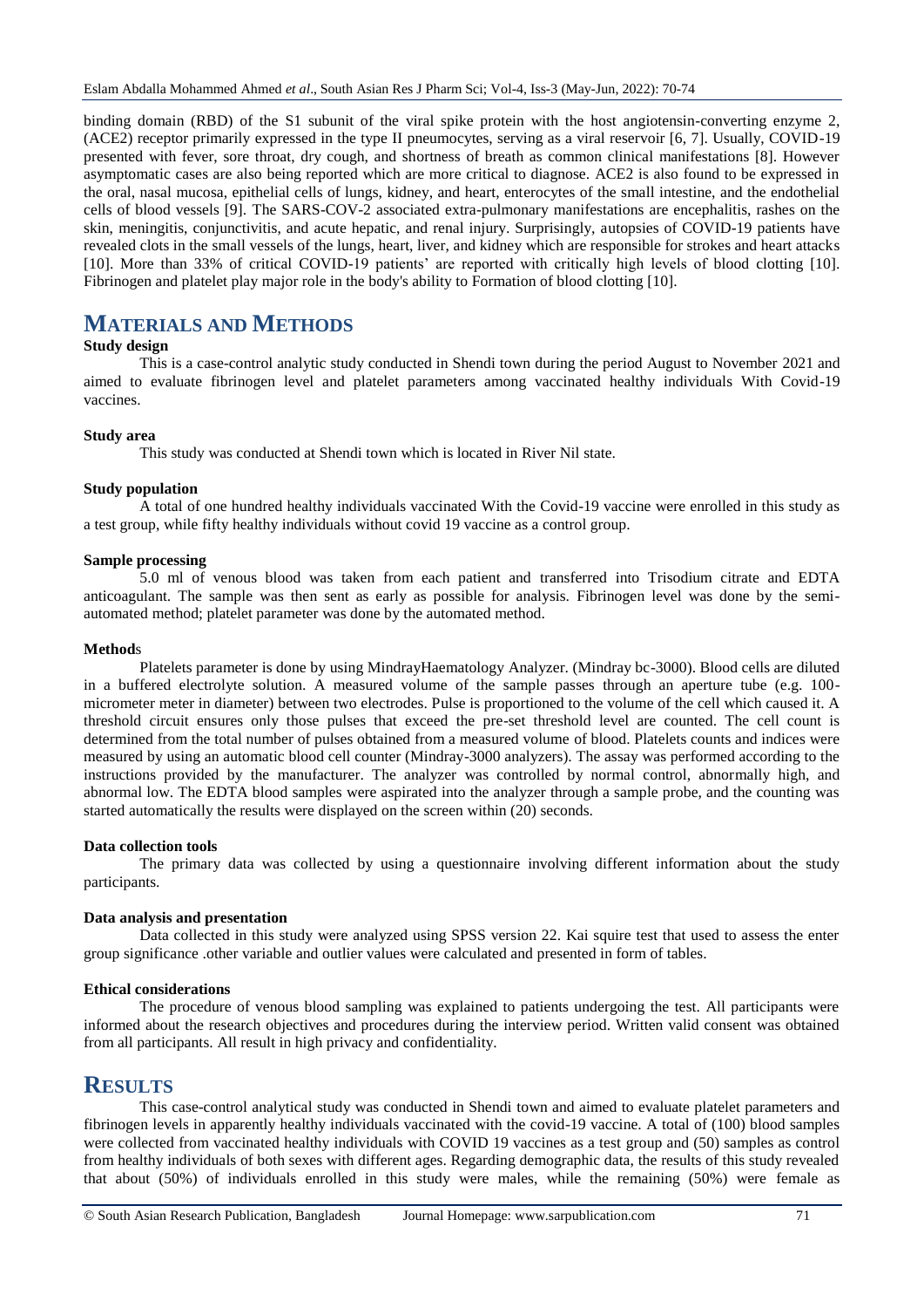binding domain (RBD) of the S1 subunit of the viral spike protein with the host angiotensin-converting enzyme 2, (ACE2) receptor primarily expressed in the type II pneumocytes, serving as a viral reservoir [6, 7]. Usually, COVID-19 presented with fever, sore throat, dry cough, and shortness of breath as common clinical manifestations [8]. However asymptomatic cases are also being reported which are more critical to diagnose. ACE2 is also found to be expressed in the oral, nasal mucosa, epithelial cells of lungs, kidney, and heart, enterocytes of the small intestine, and the endothelial cells of blood vessels [9]. The SARS-COV-2 associated extra-pulmonary manifestations are encephalitis, rashes on the skin, meningitis, conjunctivitis, and acute hepatic, and renal injury. Surprisingly, autopsies of COVID-19 patients have revealed clots in the small vessels of the lungs, heart, liver, and kidney which are responsible for strokes and heart attacks [10]. More than 33% of critical COVID-19 patients' are reported with critically high levels of blood clotting [10]. Fibrinogen and platelet play major role in the body's ability to Formation of blood clotting [10].

# MATERIALS AND METHODS

### Study design

This is a case-control analytic study conducted in Shendi town during the period August to November 2021 and aimed to evaluate fibrinogen level and platelet parameters among vaccinated healthy individuals With Covid-19 vaccines.

### Study area

This study was conducted at Shendi town which is located in River Nil state.

### Study population

A total of one hundred healthy individuals vaccinated With the Covid-19 vaccine were enrolled in this study as a test group, while fifty healthy individuals without covid 19 vaccine as a control group.

### Sample processing

5.0 ml of venous blood was taken from each patient and transferred into Trisodium citrate and EDTA anticoagulant. The sample was then sent as early as possible for analysis. Fibrinogen level was done by the semi-automated method; platelet parameter was done by the automated method.

### Methods

Platelets parameter is done by using MindrayHaematology Analyzer. (Mindray bc-3000). Blood cells are diluted in a buffered electrolyte solution. A measured volume of the sample passes through an aperture tube (e.g. 100-micrometer meter in diameter) between two electrodes. Pulse is proportioned to the volume of the cell which caused it. A threshold circuit ensures only those pulses that exceed the pre-set threshold level are counted. The cell count is determined from the total number of pulses obtained from a measured volume of blood. Platelets counts and indices were measured by using an automatic blood cell counter (Mindray-3000 analyzers). The assay was performed according to the instructions provided by the manufacturer. The analyzer was controlled by normal control, abnormally high, and abnormal low. The EDTA blood samples were aspirated into the analyzer through a sample probe, and the counting was started automatically the results were displayed on the screen within (20) seconds.

### Data collection tools

The primary data was collected by using a questionnaire involving different information about the study participants.

### Data analysis and presentation

Data collected in this study were analyzed using SPSS version 22. Kai squire test that used to assess the enter group significance .other variable and outlier values were calculated and presented in form of tables.

### Ethical considerations

The procedure of venous blood sampling was explained to patients undergoing the test. All participants were informed about the research objectives and procedures during the interview period. Written valid consent was obtained from all participants. All result in high privacy and confidentiality.

# RESULTS

This case-control analytical study was conducted in Shendi town and aimed to evaluate platelet parameters and fibrinogen levels in apparently healthy individuals vaccinated with the covid-19 vaccine. A total of (100) blood samples were collected from vaccinated healthy individuals with COVID 19 vaccines as a test group and (50) samples as control from healthy individuals of both sexes with different ages. Regarding demographic data, the results of this study revealed that about (50%) of individuals enrolled in this study were males, while the remaining (50%) were female as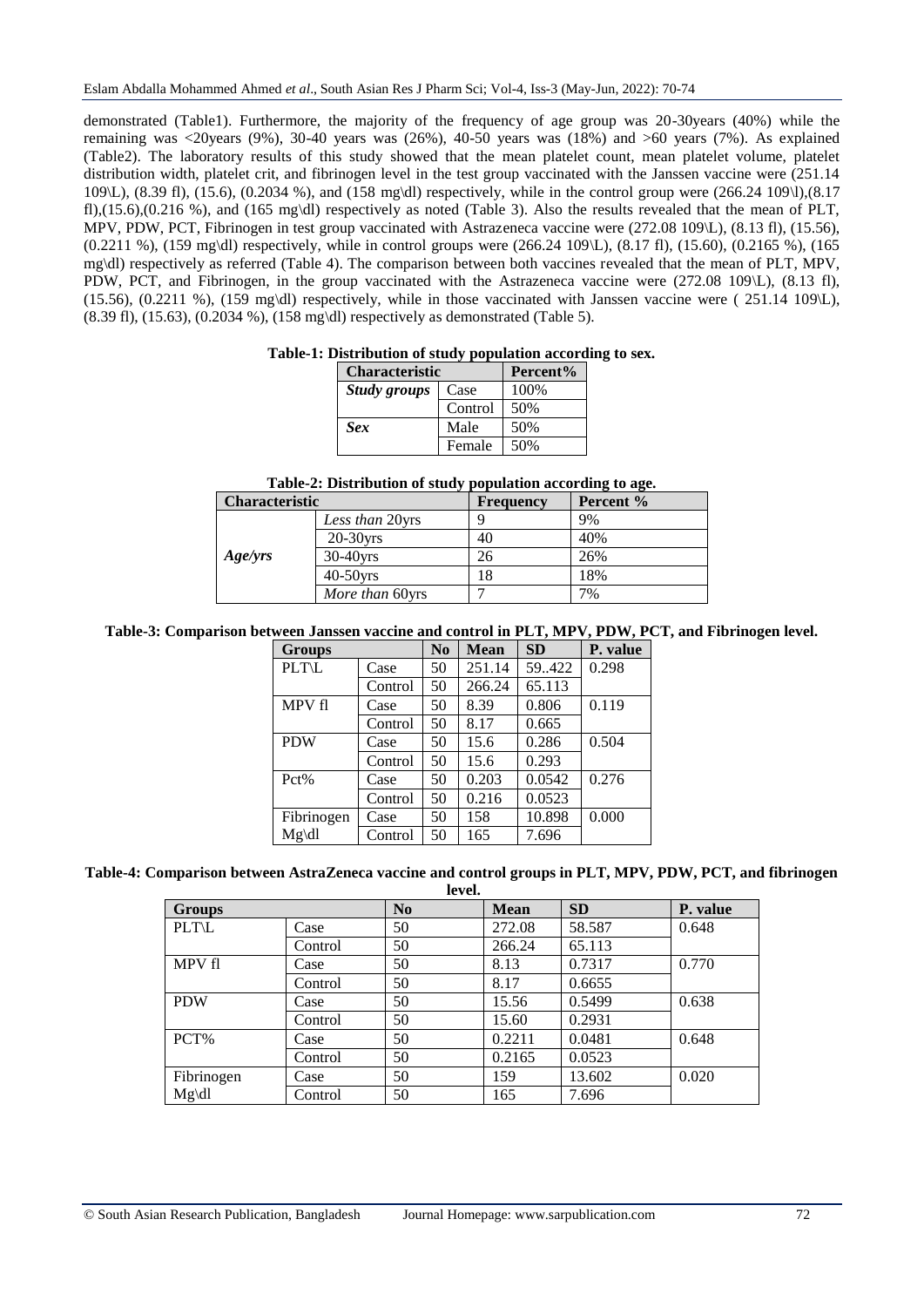demonstrated (Table1). Furthermore, the majority of the frequency of age group was 20-30years (40%) while the remaining was <20years (9%), 30-40 years was (26%), 40-50 years was (18%) and >60 years (7%). As explained (Table2). The laboratory results of this study showed that the mean platelet count, mean platelet volume, platelet distribution width, platelet crit, and fibrinogen level in the test group vaccinated with the Janssen vaccine were (251.14 109\L), (8.39 fl), (15.6), (0.2034 %), and (158 mg\dl) respectively, while in the control group were (266.24 109\l),(8.17 fl),(15.6),(0.216 %), and (165 mg\dl) respectively as noted (Table 3). Also the results revealed that the mean of PLT, MPV, PDW, PCT, Fibrinogen in test group vaccinated with Astrazeneca vaccine were (272.08 109\L), (8.13 fl), (15.56), (0.2211 %), (159 mg\dl) respectively, while in control groups were (266.24 109\L), (8.17 fl), (15.60), (0.2165 %), (165 mg\dl) respectively as referred (Table 4). The comparison between both vaccines revealed that the mean of PLT, MPV, PDW, PCT, and Fibrinogen, in the group vaccinated with the Astrazeneca vaccine were (272.08 109\L), (8.13 fl), (15.56), (0.2211 %), (159 mg\dl) respectively, while in those vaccinated with Janssen vaccine were ( 251.14 109\L), (8.39 fl), (15.63), (0.2034 %), (158 mg\dl) respectively as demonstrated (Table 5).

**Table-1: Distribution of study population according to sex.**

| Characteristic | | Percent% |
|---|---|---|
| ***Study groups*** | Case | 100% |
| | Control | 50% |
| ***Sex*** | Male | 50% |
| | Female | 50% |

**Table-2: Distribution of study population according to age.**

| Characteristic | | Frequency | Percent % |
|---|---|---|---|
| ***Age/yrs*** | *Less than* 20yrs | 9 | 9% |
| | 20-30yrs | 40 | 40% |
| | 30-40yrs | 26 | 26% |
| | 40-50yrs | 18 | 18% |
| | *More than* 60yrs | 7 | 7% |

**Table-3: Comparison between Janssen vaccine and control in PLT, MPV, PDW, PCT, and Fibrinogen level.**

| Groups | | No | Mean | SD | P. value |
|---|---|---|---|---|---|
| PLT\L | Case | 50 | 251.14 | 59..422 | 0.298 |
| | Control | 50 | 266.24 | 65.113 | |
| MPV fl | Case | 50 | 8.39 | 0.806 | 0.119 |
| | Control | 50 | 8.17 | 0.665 | |
| PDW | Case | 50 | 15.6 | 0.286 | 0.504 |
| | Control | 50 | 15.6 | 0.293 | |
| Pct% | Case | 50 | 0.203 | 0.0542 | 0.276 |
| | Control | 50 | 0.216 | 0.0523 | |
| Fibrinogen Mg\dl | Case | 50 | 158 | 10.898 | 0.000 |
| | Control | 50 | 165 | 7.696 | |

**Table-4: Comparison between AstraZeneca vaccine and control groups in PLT, MPV, PDW, PCT, and fibrinogen level.**

| Groups | | No | Mean | SD | P. value |
|---|---|---|---|---|---|
| PLT\L | Case | 50 | 272.08 | 58.587 | 0.648 |
| | Control | 50 | 266.24 | 65.113 | |
| MPV fl | Case | 50 | 8.13 | 0.7317 | 0.770 |
| | Control | 50 | 8.17 | 0.6655 | |
| PDW | Case | 50 | 15.56 | 0.5499 | 0.638 |
| | Control | 50 | 15.60 | 0.2931 | |
| PCT% | Case | 50 | 0.2211 | 0.0481 | 0.648 |
| | Control | 50 | 0.2165 | 0.0523 | |
| Fibrinogen Mg\dl | Case | 50 | 159 | 13.602 | 0.020 |
| | Control | 50 | 165 | 7.696 | |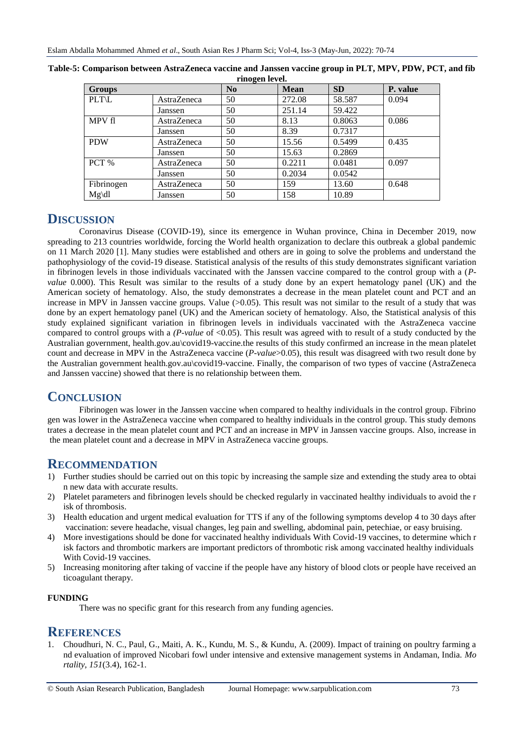**Table-5: Comparison between AstraZeneca vaccine and Janssen vaccine group in PLT, MPV, PDW, PCT, and fibrinogen level.**

| Groups | | No | Mean | SD | P. value |
|---|---|---|---|---|---|
| PLT\L | AstraZeneca | 50 | 272.08 | 58.587 | 0.094 |
| | Janssen | 50 | 251.14 | 59.422 | |
| MPV fl | AstraZeneca | 50 | 8.13 | 0.8063 | 0.086 |
| | Janssen | 50 | 8.39 | 0.7317 | |
| PDW | AstraZeneca | 50 | 15.56 | 0.5499 | 0.435 |
| | Janssen | 50 | 15.63 | 0.2869 | |
| PCT % | AstraZeneca | 50 | 0.2211 | 0.0481 | 0.097 |
| | Janssen | 50 | 0.2034 | 0.0542 | |
| Fibrinogen Mg\dl | AstraZeneca | 50 | 159 | 13.60 | 0.648 |
| | Janssen | 50 | 158 | 10.89 | |

## DISCUSSION

Coronavirus Disease (COVID-19), since its emergence in Wuhan province, China in December 2019, now spreading to 213 countries worldwide, forcing the World health organization to declare this outbreak a global pandemic on 11 March 2020 [1]. Many studies were established and others are in going to solve the problems and understand the pathophysiology of the covid-19 disease. Statistical analysis of the results of this study demonstrates significant variation in fibrinogen levels in those individuals vaccinated with the Janssen vaccine compared to the control group with a (*P-value* 0.000). This Result was similar to the results of a study done by an expert hematology panel (UK) and the American society of hematology. Also, the study demonstrates a decrease in the mean platelet count and PCT and an increase in MPV in Janssen vaccine groups. Value (>0.05). This result was not similar to the result of a study that was done by an expert hematology panel (UK) and the American society of hematology. Also, the Statistical analysis of this study explained significant variation in fibrinogen levels in individuals vaccinated with the AstraZeneca vaccine compared to control groups with a *(P-value* of <0.05). This result was agreed with to result of a study conducted by the Australian government, health.gov.au\covid19-vaccine.the results of this study confirmed an increase in the mean platelet count and decrease in MPV in the AstraZeneca vaccine (*P-value*>0.05), this result was disagreed with two result done by the Australian government health.gov.au\covid19-vaccine. Finally, the comparison of two types of vaccine (AstraZeneca and Janssen vaccine) showed that there is no relationship between them.

## CONCLUSION

Fibrinogen was lower in the Janssen vaccine when compared to healthy individuals in the control group. Fibrinogen was lower in the AstraZeneca vaccine when compared to healthy individuals in the control group. This study demonstrates a decrease in the mean platelet count and PCT and an increase in MPV in Janssen vaccine groups. Also, increase in the mean platelet count and a decrease in MPV in AstraZeneca vaccine groups.

## RECOMMENDATION

1) Further studies should be carried out on this topic by increasing the sample size and extending the study area to obtain new data with accurate results.
2) Platelet parameters and fibrinogen levels should be checked regularly in vaccinated healthy individuals to avoid the risk of thrombosis.
3) Health education and urgent medical evaluation for TTS if any of the following symptoms develop 4 to 30 days after vaccination: severe headache, visual changes, leg pain and swelling, abdominal pain, petechiae, or easy bruising.
4) More investigations should be done for vaccinated healthy individuals With Covid-19 vaccines, to determine which risk factors and thrombotic markers are important predictors of thrombotic risk among vaccinated healthy individuals With Covid-19 vaccines.
5) Increasing monitoring after taking of vaccine if the people have any history of blood clots or people have received anticoagulant therapy.

**FUNDING**

There was no specific grant for this research from any funding agencies.

## REFERENCES

1. Choudhuri, N. C., Paul, G., Maiti, A. K., Kundu, M. S., & Kundu, A. (2009). Impact of training on poultry farming and evaluation of improved Nicobari fowl under intensive and extensive management systems in Andaman, India. *Mortality*, *151*(3.4), 162-1.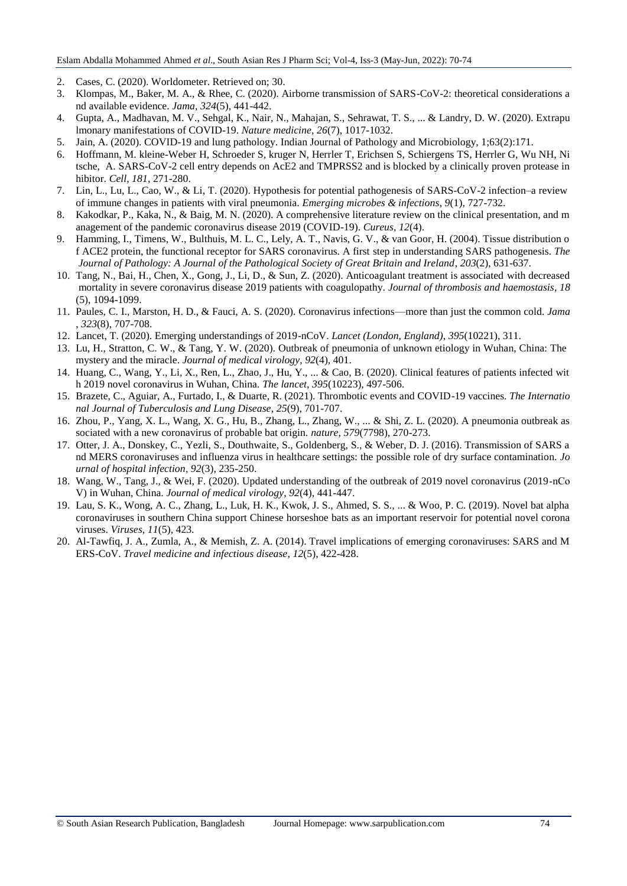2. Cases, C. (2020). Worldometer. Retrieved on; 30.
3. Klompas, M., Baker, M. A., & Rhee, C. (2020). Airborne transmission of SARS-CoV-2: theoretical considerations and available evidence. *Jama*, *324*(5), 441-442.
4. Gupta, A., Madhavan, M. V., Sehgal, K., Nair, N., Mahajan, S., Sehrawat, T. S., ... & Landry, D. W. (2020). Extrapulmonary manifestations of COVID-19. *Nature medicine*, *26*(7), 1017-1032.
5. Jain, A. (2020). COVID-19 and lung pathology. Indian Journal of Pathology and Microbiology, 1;63(2):171.
6. Hoffmann, M. kleine-Weber H, Schroeder S, kruger N, Herrler T, Erichsen S, Schiergens TS, Herrler G, Wu NH, Nitsche, A. SARS-CoV-2 cell entry depends on AcE2 and TMPRSS2 and is blocked by a clinically proven protease inhibitor. *Cell*, *181*, 271-280.
7. Lin, L., Lu, L., Cao, W., & Li, T. (2020). Hypothesis for potential pathogenesis of SARS-CoV-2 infection–a review of immune changes in patients with viral pneumonia. *Emerging microbes & infections*, *9*(1), 727-732.
8. Kakodkar, P., Kaka, N., & Baig, M. N. (2020). A comprehensive literature review on the clinical presentation, and management of the pandemic coronavirus disease 2019 (COVID-19). *Cureus*, *12*(4).
9. Hamming, I., Timens, W., Bulthuis, M. L. C., Lely, A. T., Navis, G. V., & van Goor, H. (2004). Tissue distribution of ACE2 protein, the functional receptor for SARS coronavirus. A first step in understanding SARS pathogenesis. *The Journal of Pathology: A Journal of the Pathological Society of Great Britain and Ireland*, *203*(2), 631-637.
10. Tang, N., Bai, H., Chen, X., Gong, J., Li, D., & Sun, Z. (2020). Anticoagulant treatment is associated with decreased mortality in severe coronavirus disease 2019 patients with coagulopathy. *Journal of thrombosis and haemostasis*, *18* (5), 1094-1099.
11. Paules, C. I., Marston, H. D., & Fauci, A. S. (2020). Coronavirus infections—more than just the common cold. *Jama*, *323*(8), 707-708.
12. Lancet, T. (2020). Emerging understandings of 2019-nCoV. *Lancet (London, England)*, *395*(10221), 311.
13. Lu, H., Stratton, C. W., & Tang, Y. W. (2020). Outbreak of pneumonia of unknown etiology in Wuhan, China: The mystery and the miracle. *Journal of medical virology*, *92*(4), 401.
14. Huang, C., Wang, Y., Li, X., Ren, L., Zhao, J., Hu, Y., ... & Cao, B. (2020). Clinical features of patients infected with 2019 novel coronavirus in Wuhan, China. *The lancet*, *395*(10223), 497-506.
15. Brazete, C., Aguiar, A., Furtado, I., & Duarte, R. (2021). Thrombotic events and COVID-19 vaccines. *The International Journal of Tuberculosis and Lung Disease*, *25*(9), 701-707.
16. Zhou, P., Yang, X. L., Wang, X. G., Hu, B., Zhang, L., Zhang, W., ... & Shi, Z. L. (2020). A pneumonia outbreak associated with a new coronavirus of probable bat origin. *nature*, *579*(7798), 270-273.
17. Otter, J. A., Donskey, C., Yezli, S., Douthwaite, S., Goldenberg, S., & Weber, D. J. (2016). Transmission of SARS and MERS coronaviruses and influenza virus in healthcare settings: the possible role of dry surface contamination. *Journal of hospital infection*, *92*(3), 235-250.
18. Wang, W., Tang, J., & Wei, F. (2020). Updated understanding of the outbreak of 2019 novel coronavirus (2019-nCoV) in Wuhan, China. *Journal of medical virology*, *92*(4), 441-447.
19. Lau, S. K., Wong, A. C., Zhang, L., Luk, H. K., Kwok, J. S., Ahmed, S. S., ... & Woo, P. C. (2019). Novel bat alpha coronaviruses in southern China support Chinese horseshoe bats as an important reservoir for potential novel corona viruses. *Viruses*, *11*(5), 423.
20. Al-Tawfiq, J. A., Zumla, A., & Memish, Z. A. (2014). Travel implications of emerging coronaviruses: SARS and MERS-CoV. *Travel medicine and infectious disease*, *12*(5), 422-428.